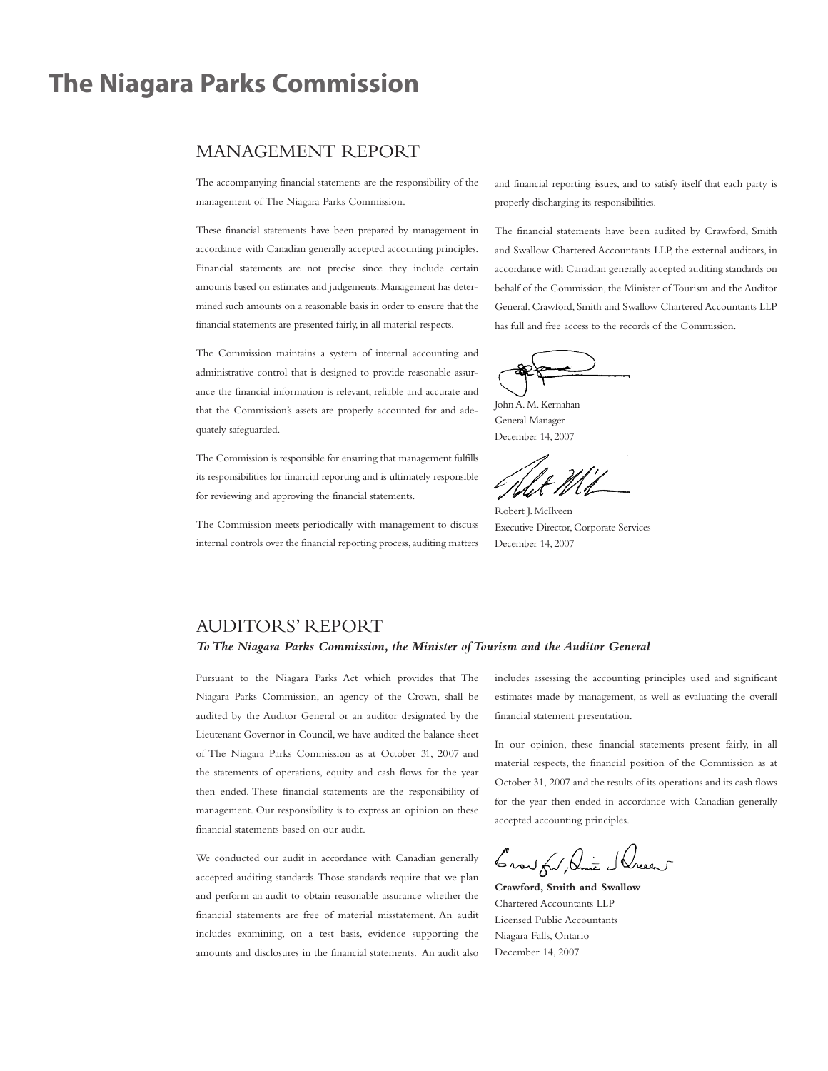# The Niagara Parks Commission

## MANAGEMENT REPORT

The accompanying financial statements are the responsibility of the management of The Niagara Parks Commission.

These financial statements have been prepared by management in accordance with Canadian generally accepted accounting principles. Financial statements are not precise since they include certain amounts based on estimates and judgements. Management has determined such amounts on a reasonable basis in order to ensure that the financial statements are presented fairly, in all material respects.

The Commission maintains a system of internal accounting and administrative control that is designed to provide reasonable assurance the financial information is relevant, reliable and accurate and that the Commission's assets are properly accounted for and adequately safeguarded.

The Commission is responsible for ensuring that management fulfills its responsibilities for financial reporting and is ultimately responsible for reviewing and approving the financial statements.

The Commission meets periodically with management to discuss internal controls over the financial reporting process, auditing matters and financial reporting issues, and to satisfy itself that each party is properly discharging its responsibilities.

The financial statements have been audited by Crawford, Smith and Swallow Chartered Accountants LLP, the external auditors, in accordance with Canadian generally accepted auditing standards on behalf of the Commission, the Minister of Tourism and the Auditor General. Crawford, Smith and Swallow Chartered Accountants LLP has full and free access to the records of the Commission.

John A. M. Kernahan
General Manager
December 14, 2007

Robert J. McIlveen
Executive Director, Corporate Services
December 14, 2007

## AUDITORS' REPORT

***To The Niagara Parks Commission, the Minister of Tourism and the Auditor General***

Pursuant to the Niagara Parks Act which provides that The Niagara Parks Commission, an agency of the Crown, shall be audited by the Auditor General or an auditor designated by the Lieutenant Governor in Council, we have audited the balance sheet of The Niagara Parks Commission as at October 31, 2007 and the statements of operations, equity and cash flows for the year then ended. These financial statements are the responsibility of management. Our responsibility is to express an opinion on these financial statements based on our audit.

We conducted our audit in accordance with Canadian generally accepted auditing standards. Those standards require that we plan and perform an audit to obtain reasonable assurance whether the financial statements are free of material misstatement. An audit includes examining, on a test basis, evidence supporting the amounts and disclosures in the financial statements. An audit also includes assessing the accounting principles used and significant estimates made by management, as well as evaluating the overall financial statement presentation.

In our opinion, these financial statements present fairly, in all material respects, the financial position of the Commission as at October 31, 2007 and the results of its operations and its cash flows for the year then ended in accordance with Canadian generally accepted accounting principles.

**Crawford, Smith and Swallow**
Chartered Accountants LLP
Licensed Public Accountants
Niagara Falls, Ontario
December 14, 2007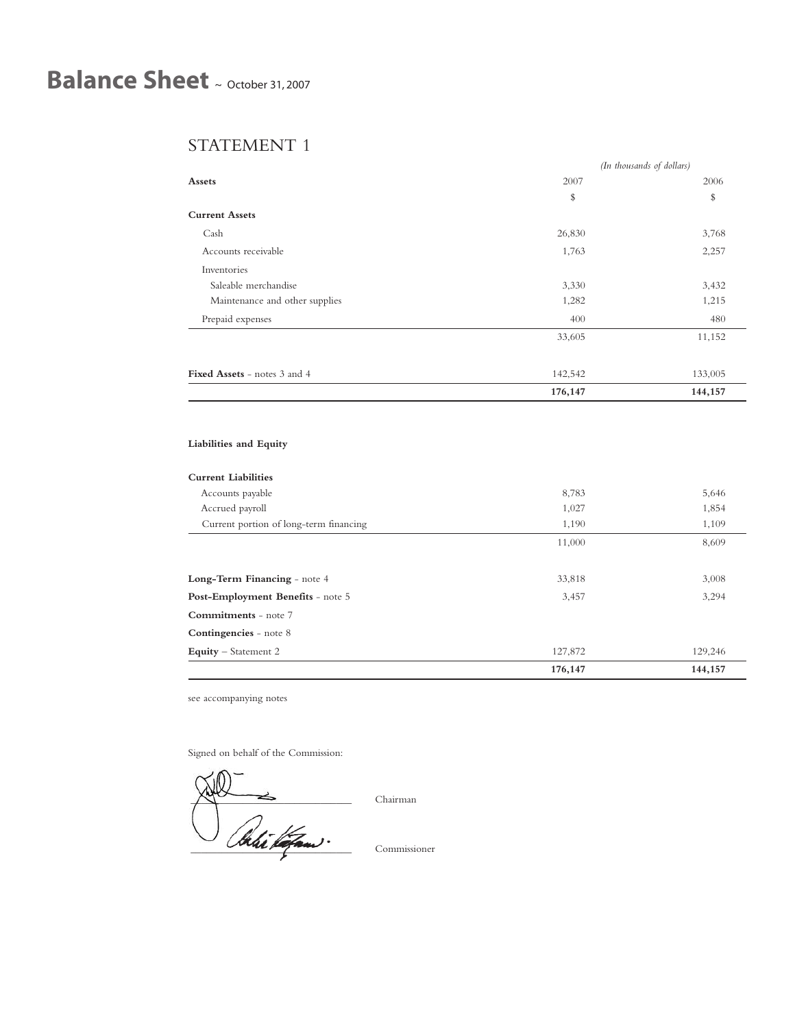# Balance Sheet ~ October 31, 2007

## STATEMENT 1

*(In thousands of dollars)*

| **Assets** | 2007 | 2006 |
|---|---|---|
| | $ | $ |
| **Current Assets** | | |
| Cash | 26,830 | 3,768 |
| Accounts receivable | 1,763 | 2,257 |
| Inventories | | |
| Saleable merchandise | 3,330 | 3,432 |
| Maintenance and other supplies | 1,282 | 1,215 |
| Prepaid expenses | 400 | 480 |
| | 33,605 | 11,152 |
| **Fixed Assets** - notes 3 and 4 | 142,542 | 133,005 |
| | **176,147** | **144,157** |
| **Liabilities and Equity** | | |
| **Current Liabilities** | | |
| Accounts payable | 8,783 | 5,646 |
| Accrued payroll | 1,027 | 1,854 |
| Current portion of long-term financing | 1,190 | 1,109 |
| | 11,000 | 8,609 |
| **Long-Term Financing** - note 4 | 33,818 | 3,008 |
| **Post-Employment Benefits** - note 5 | 3,457 | 3,294 |
| **Commitments** - note 7 | | |
| **Contingencies** - note 8 | | |
| **Equity** – Statement 2 | 127,872 | 129,246 |
| | **176,147** | **144,157** |

see accompanying notes

Signed on behalf of the Commission:

Chairman

Commissioner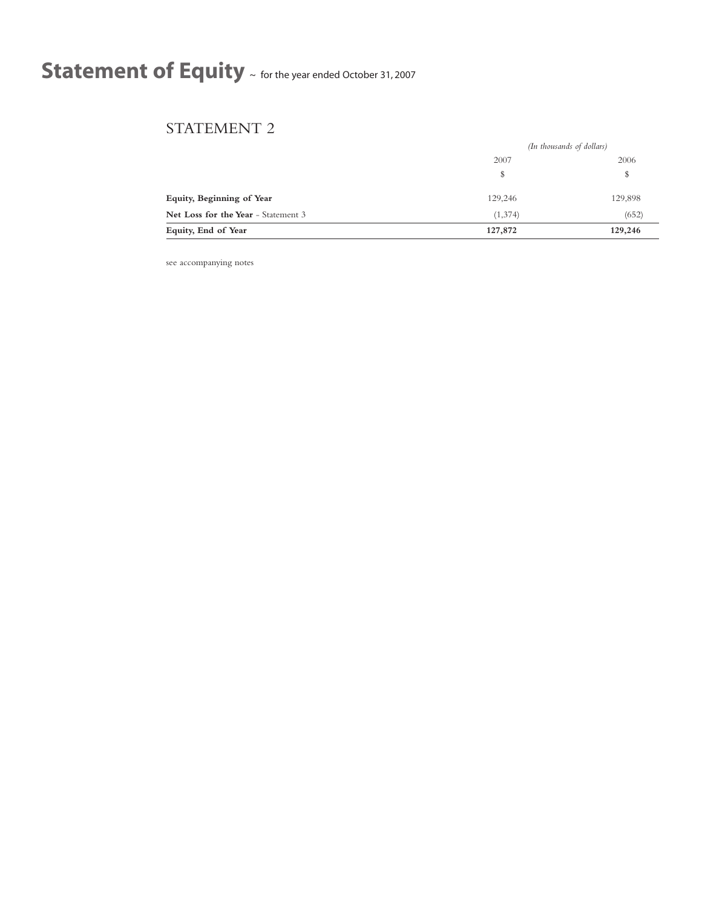# Statement of Equity ~ for the year ended October 31, 2007

## STATEMENT 2

| | *(In thousands of dollars)* | |
|---|---|---|
| | 2007 | 2006 |
| | $ | $ |
| **Equity, Beginning of Year** | 129,246 | 129,898 |
| **Net Loss for the Year** - Statement 3 | (1,374) | (652) |
| **Equity, End of Year** | **127,872** | **129,246** |

see accompanying notes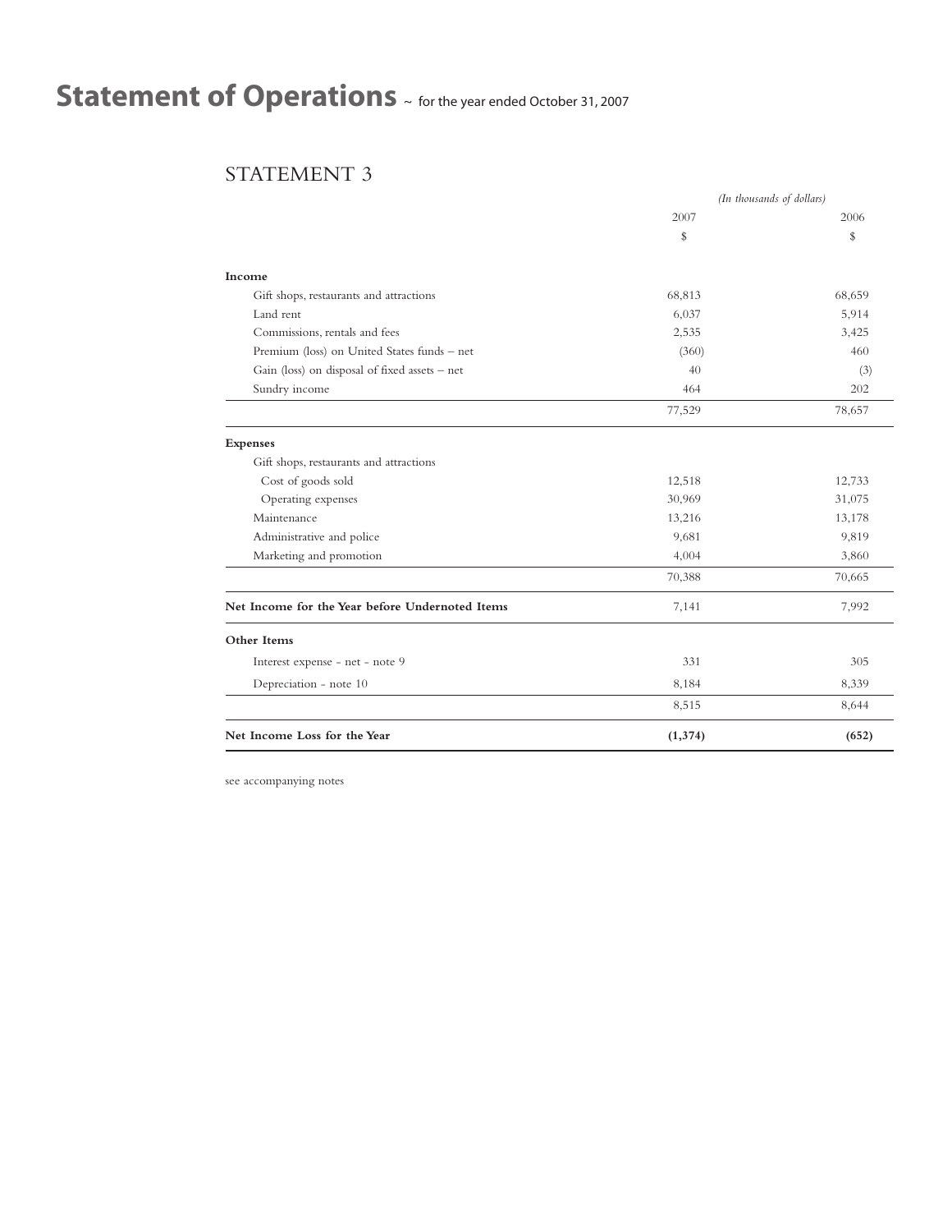# Statement of Operations ~ for the year ended October 31, 2007

## STATEMENT 3

| | *(In thousands of dollars)* | |
|---|---|---|
| | 2007 | 2006 |
| | $ | $ |
| **Income** | | |
| Gift shops, restaurants and attractions | 68,813 | 68,659 |
| Land rent | 6,037 | 5,914 |
| Commissions, rentals and fees | 2,535 | 3,425 |
| Premium (loss) on United States funds – net | (360) | 460 |
| Gain (loss) on disposal of fixed assets – net | 40 | (3) |
| Sundry income | 464 | 202 |
| | 77,529 | 78,657 |
| **Expenses** | | |
| Gift shops, restaurants and attractions | | |
| Cost of goods sold | 12,518 | 12,733 |
| Operating expenses | 30,969 | 31,075 |
| Maintenance | 13,216 | 13,178 |
| Administrative and police | 9,681 | 9,819 |
| Marketing and promotion | 4,004 | 3,860 |
| | 70,388 | 70,665 |
| **Net Income for the Year before Undernoted Items** | 7,141 | 7,992 |
| **Other Items** | | |
| Interest expense - net - note 9 | 331 | 305 |
| Depreciation - note 10 | 8,184 | 8,339 |
| | 8,515 | 8,644 |
| **Net Income Loss for the Year** | **(1,374)** | **(652)** |

see accompanying notes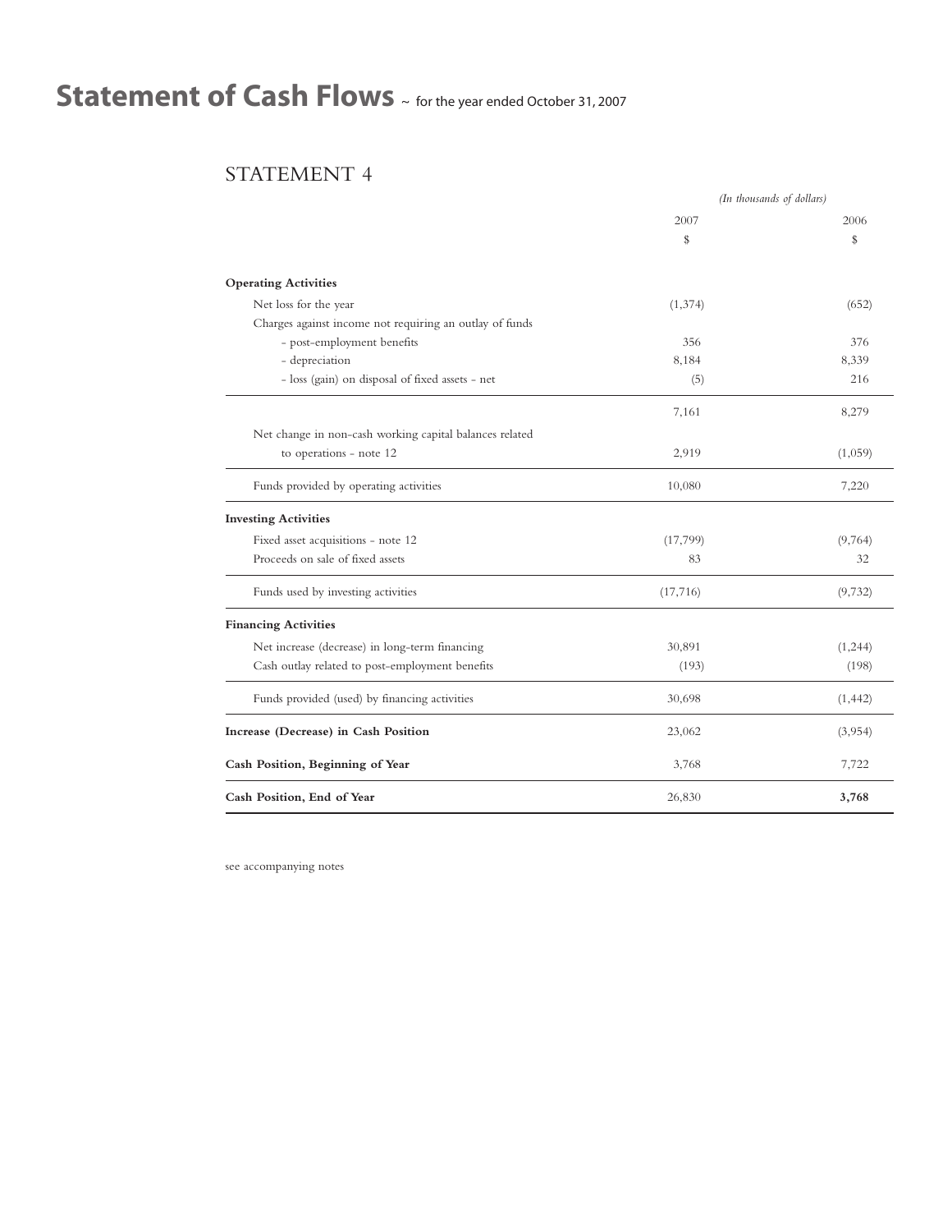# Statement of Cash Flows ~ for the year ended October 31, 2007

## STATEMENT 4

| | 2007 | 2006 |
|---|---|---|
| | *(In thousands of dollars)* | |
| | $ | $ |
| **Operating Activities** | | |
| Net loss for the year | (1,374) | (652) |
| Charges against income not requiring an outlay of funds | | |
| - post-employment benefits | 356 | 376 |
| - depreciation | 8,184 | 8,339 |
| - loss (gain) on disposal of fixed assets - net | (5) | 216 |
| | 7,161 | 8,279 |
| Net change in non-cash working capital balances related to operations - note 12 | 2,919 | (1,059) |
| Funds provided by operating activities | 10,080 | 7,220 |
| **Investing Activities** | | |
| Fixed asset acquisitions - note 12 | (17,799) | (9,764) |
| Proceeds on sale of fixed assets | 83 | 32 |
| Funds used by investing activities | (17,716) | (9,732) |
| **Financing Activities** | | |
| Net increase (decrease) in long-term financing | 30,891 | (1,244) |
| Cash outlay related to post-employment benefits | (193) | (198) |
| Funds provided (used) by financing activities | 30,698 | (1,442) |
| **Increase (Decrease) in Cash Position** | 23,062 | (3,954) |
| **Cash Position, Beginning of Year** | 3,768 | 7,722 |
| **Cash Position, End of Year** | 26,830 | **3,768** |

see accompanying notes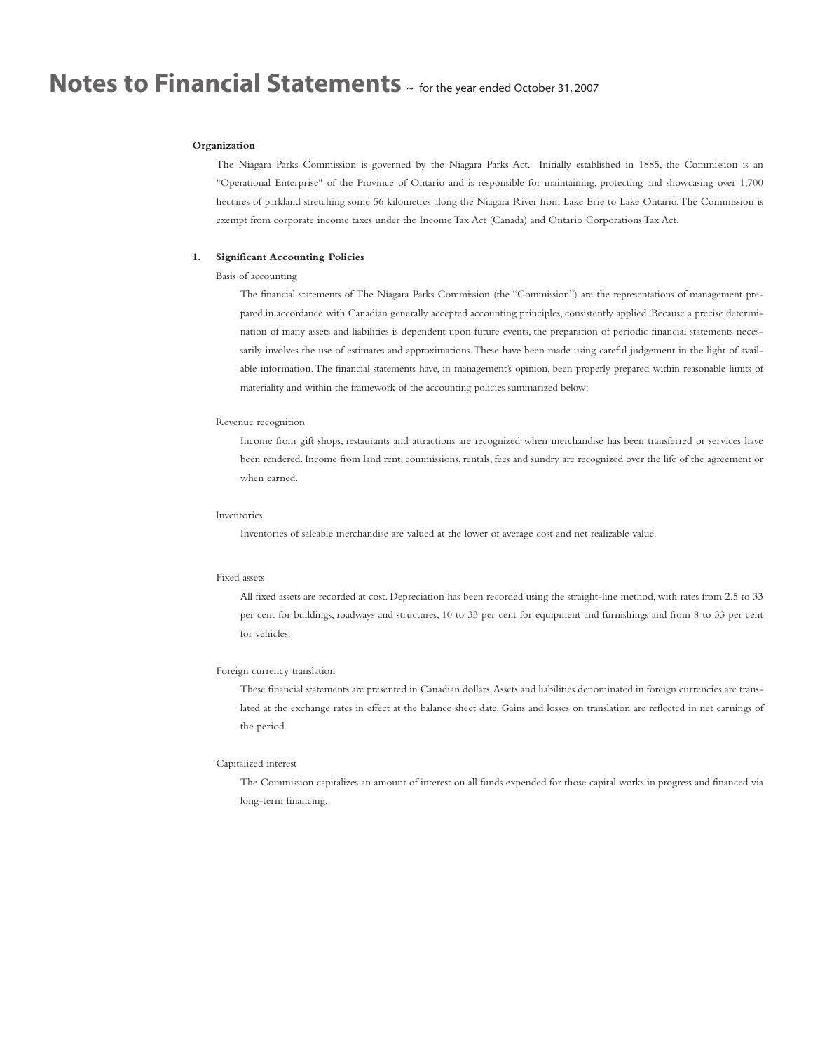# Notes to Financial Statements ~ for the year ended October 31, 2007

**Organization**

The Niagara Parks Commission is governed by the Niagara Parks Act. Initially established in 1885, the Commission is an "Operational Enterprise" of the Province of Ontario and is responsible for maintaining, protecting and showcasing over 1,700 hectares of parkland stretching some 56 kilometres along the Niagara River from Lake Erie to Lake Ontario. The Commission is exempt from corporate income taxes under the Income Tax Act (Canada) and Ontario Corporations Tax Act.

**1. Significant Accounting Policies**

Basis of accounting

The financial statements of The Niagara Parks Commission (the "Commission") are the representations of management prepared in accordance with Canadian generally accepted accounting principles, consistently applied. Because a precise determination of many assets and liabilities is dependent upon future events, the preparation of periodic financial statements necessarily involves the use of estimates and approximations. These have been made using careful judgement in the light of available information. The financial statements have, in management's opinion, been properly prepared within reasonable limits of materiality and within the framework of the accounting policies summarized below:

Revenue recognition

Income from gift shops, restaurants and attractions are recognized when merchandise has been transferred or services have been rendered. Income from land rent, commissions, rentals, fees and sundry are recognized over the life of the agreement or when earned.

Inventories

Inventories of saleable merchandise are valued at the lower of average cost and net realizable value.

Fixed assets

All fixed assets are recorded at cost. Depreciation has been recorded using the straight-line method, with rates from 2.5 to 33 per cent for buildings, roadways and structures, 10 to 33 per cent for equipment and furnishings and from 8 to 33 per cent for vehicles.

Foreign currency translation

These financial statements are presented in Canadian dollars. Assets and liabilities denominated in foreign currencies are translated at the exchange rates in effect at the balance sheet date. Gains and losses on translation are reflected in net earnings of the period.

Capitalized interest

The Commission capitalizes an amount of interest on all funds expended for those capital works in progress and financed via long-term financing.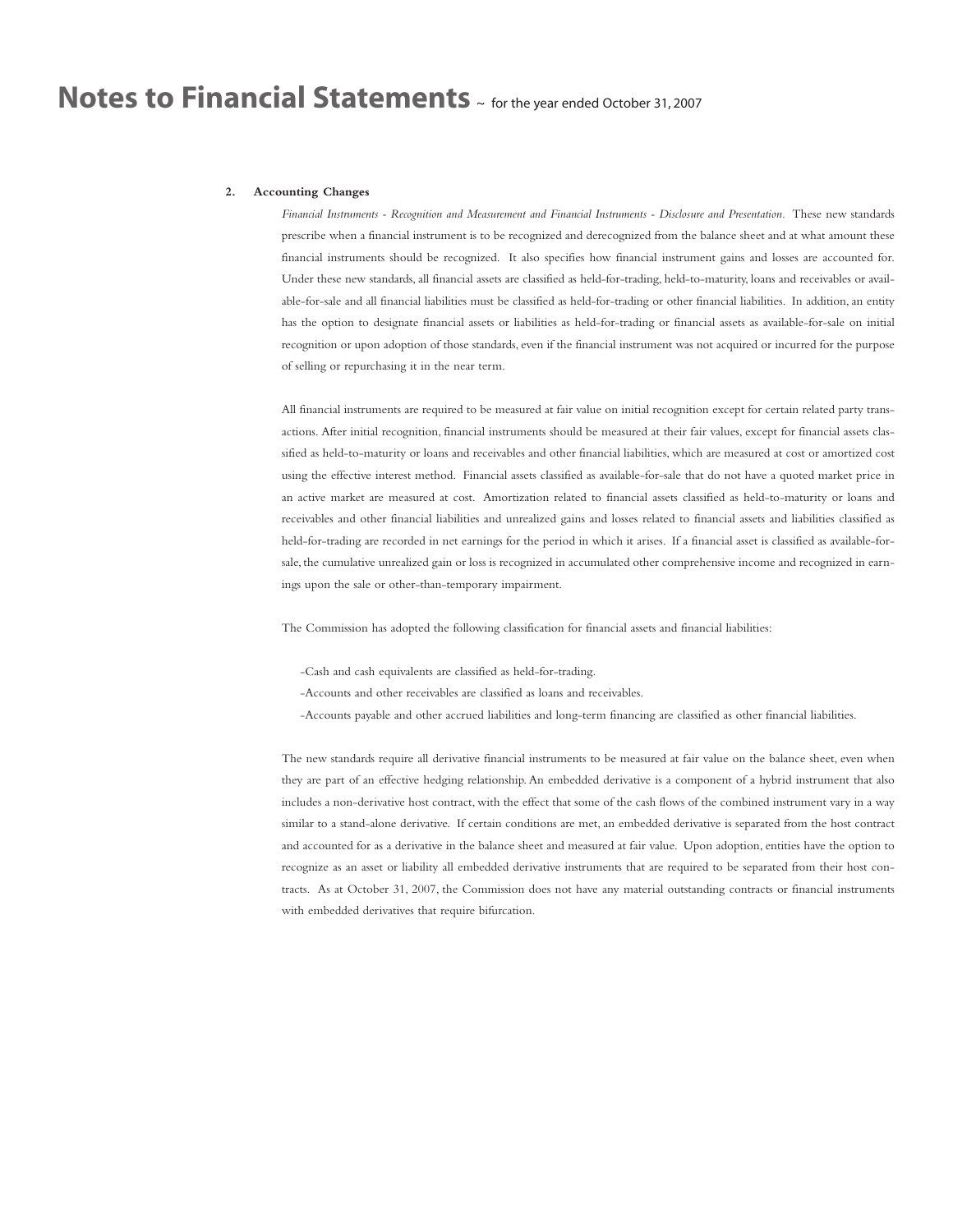**2. Accounting Changes**

*Financial Instruments - Recognition and Measurement and Financial Instruments - Disclosure and Presentation.* These new standards prescribe when a financial instrument is to be recognized and derecognized from the balance sheet and at what amount these financial instruments should be recognized. It also specifies how financial instrument gains and losses are accounted for. Under these new standards, all financial assets are classified as held-for-trading, held-to-maturity, loans and receivables or available-for-sale and all financial liabilities must be classified as held-for-trading or other financial liabilities. In addition, an entity has the option to designate financial assets or liabilities as held-for-trading or financial assets as available-for-sale on initial recognition or upon adoption of those standards, even if the financial instrument was not acquired or incurred for the purpose of selling or repurchasing it in the near term.

All financial instruments are required to be measured at fair value on initial recognition except for certain related party transactions. After initial recognition, financial instruments should be measured at their fair values, except for financial assets classified as held-to-maturity or loans and receivables and other financial liabilities, which are measured at cost or amortized cost using the effective interest method. Financial assets classified as available-for-sale that do not have a quoted market price in an active market are measured at cost. Amortization related to financial assets classified as held-to-maturity or loans and receivables and other financial liabilities and unrealized gains and losses related to financial assets and liabilities classified as held-for-trading are recorded in net earnings for the period in which it arises. If a financial asset is classified as available-for-sale, the cumulative unrealized gain or loss is recognized in accumulated other comprehensive income and recognized in earnings upon the sale or other-than-temporary impairment.

The Commission has adopted the following classification for financial assets and financial liabilities:

- Cash and cash equivalents are classified as held-for-trading.
- Accounts and other receivables are classified as loans and receivables.
- Accounts payable and other accrued liabilities and long-term financing are classified as other financial liabilities.

The new standards require all derivative financial instruments to be measured at fair value on the balance sheet, even when they are part of an effective hedging relationship. An embedded derivative is a component of a hybrid instrument that also includes a non-derivative host contract, with the effect that some of the cash flows of the combined instrument vary in a way similar to a stand-alone derivative. If certain conditions are met, an embedded derivative is separated from the host contract and accounted for as a derivative in the balance sheet and measured at fair value. Upon adoption, entities have the option to recognize as an asset or liability all embedded derivative instruments that are required to be separated from their host contracts. As at October 31, 2007, the Commission does not have any material outstanding contracts or financial instruments with embedded derivatives that require bifurcation.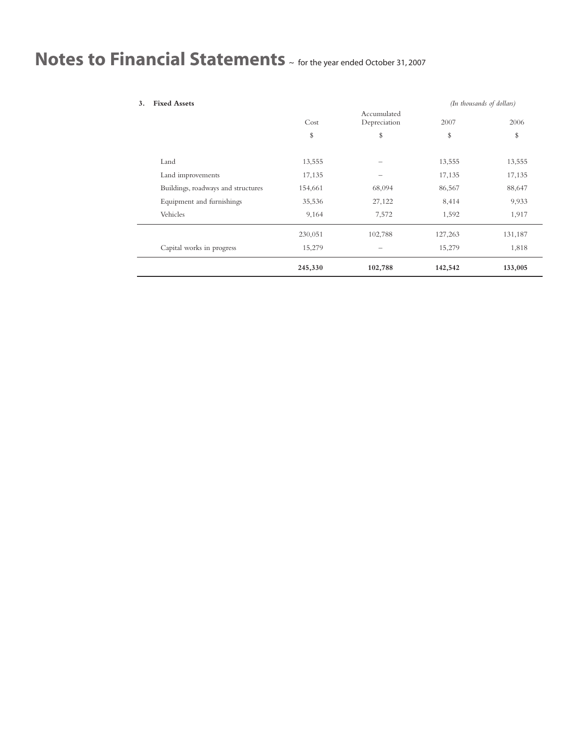# Notes to Financial Statements ~ for the year ended October 31, 2007

**3. Fixed Assets**

*(In thousands of dollars)*

| | Cost | Accumulated Depreciation | 2007 | 2006 |
|---|---|---|---|---|
| | $ | $ | $ | $ |
| Land | 13,555 | – | 13,555 | 13,555 |
| Land improvements | 17,135 | – | 17,135 | 17,135 |
| Buildings, roadways and structures | 154,661 | 68,094 | 86,567 | 88,647 |
| Equipment and furnishings | 35,536 | 27,122 | 8,414 | 9,933 |
| Vehicles | 9,164 | 7,572 | 1,592 | 1,917 |
| | 230,051 | 102,788 | 127,263 | 131,187 |
| Capital works in progress | 15,279 | – | 15,279 | 1,818 |
| | **245,330** | **102,788** | **142,542** | **133,005** |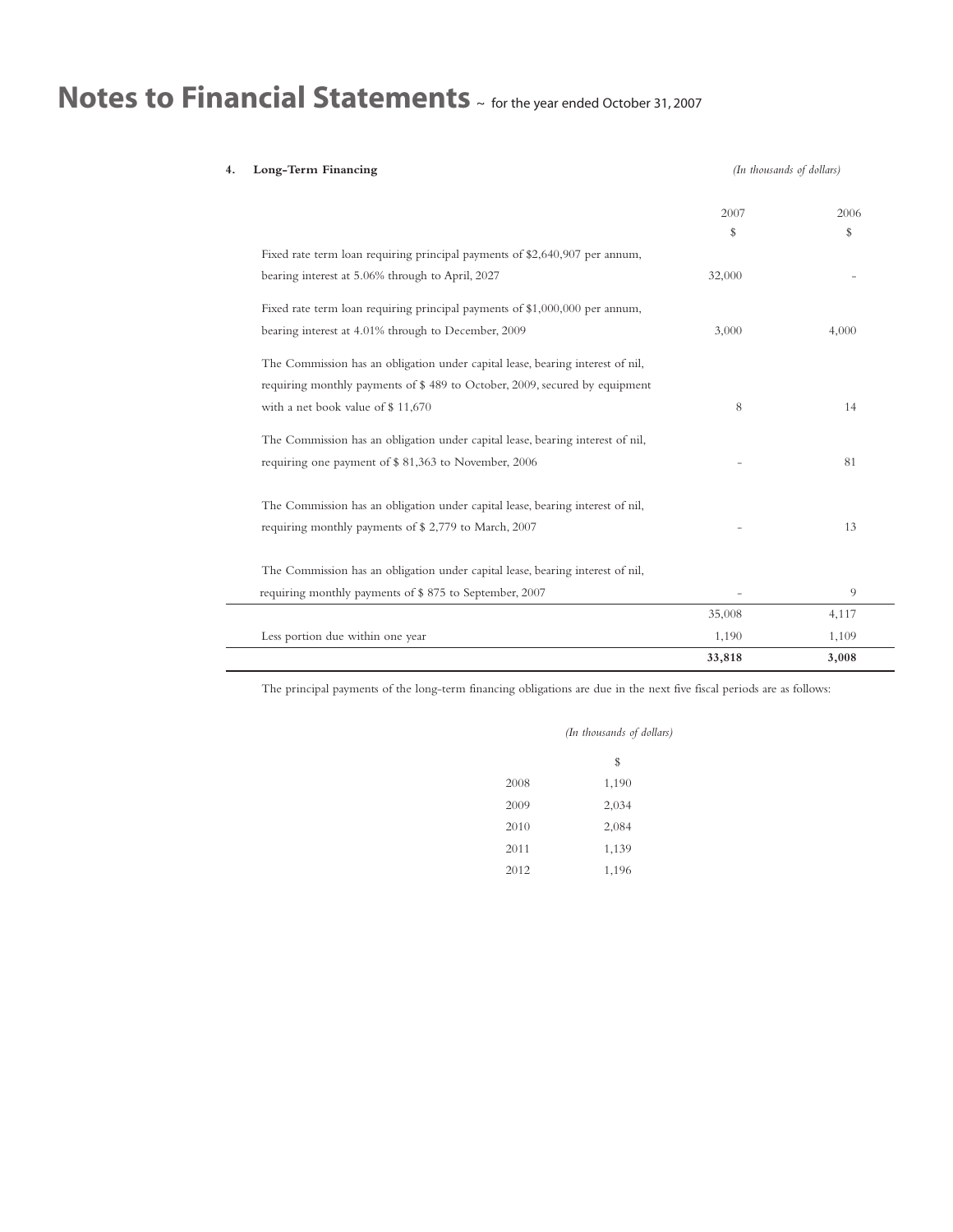# Notes to Financial Statements ~ for the year ended October 31, 2007

**4. Long-Term Financing**

*(In thousands of dollars)*

| | 2007 | 2006 |
|---|---|---|
| | $ | $ |
| Fixed rate term loan requiring principal payments of $2,640,907 per annum, bearing interest at 5.06% through to April, 2027 | 32,000 | - |
| Fixed rate term loan requiring principal payments of $1,000,000 per annum, bearing interest at 4.01% through to December, 2009 | 3,000 | 4,000 |
| The Commission has an obligation under capital lease, bearing interest of nil, requiring monthly payments of $ 489 to October, 2009, secured by equipment with a net book value of $ 11,670 | 8 | 14 |
| The Commission has an obligation under capital lease, bearing interest of nil, requiring one payment of $ 81,363 to November, 2006 | - | 81 |
| The Commission has an obligation under capital lease, bearing interest of nil, requiring monthly payments of $ 2,779 to March, 2007 | - | 13 |
| The Commission has an obligation under capital lease, bearing interest of nil, requiring monthly payments of $ 875 to September, 2007 | - | 9 |
| | 35,008 | 4,117 |
| Less portion due within one year | 1,190 | 1,109 |
| | **33,818** | **3,008** |

The principal payments of the long-term financing obligations are due in the next five fiscal periods are as follows:

*(In thousands of dollars)*

| | $ |
|---|---|
| 2008 | 1,190 |
| 2009 | 2,034 |
| 2010 | 2,084 |
| 2011 | 1,139 |
| 2012 | 1,196 |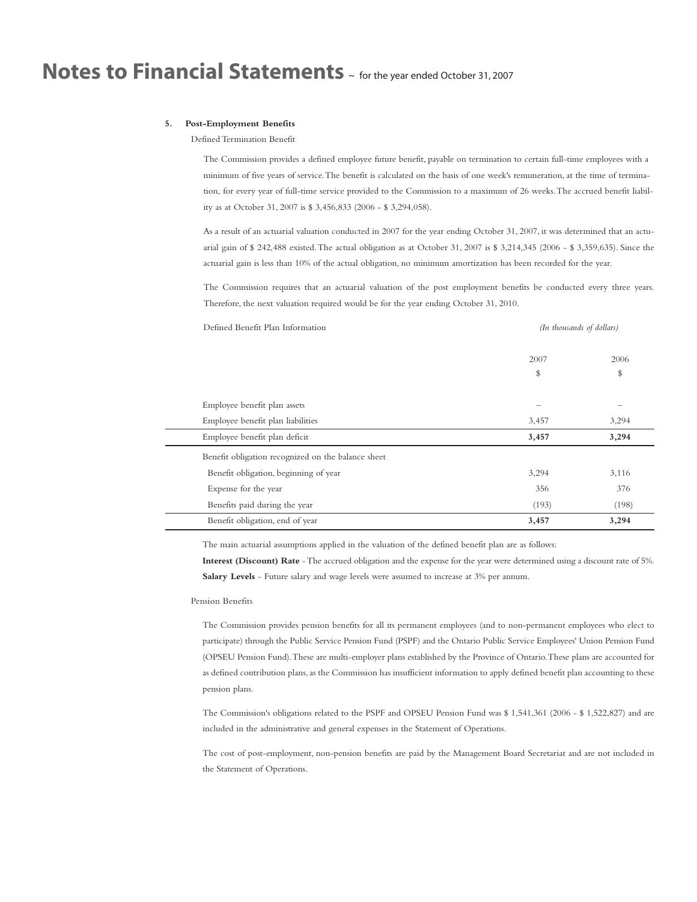# Notes to Financial Statements ~ for the year ended October 31, 2007

**5. Post-Employment Benefits**

Defined Termination Benefit

The Commission provides a defined employee future benefit, payable on termination to certain full-time employees with a minimum of five years of service. The benefit is calculated on the basis of one week's remuneration, at the time of termination, for every year of full-time service provided to the Commission to a maximum of 26 weeks. The accrued benefit liability as at October 31, 2007 is $ 3,456,833 (2006 - $ 3,294,058).

As a result of an actuarial valuation conducted in 2007 for the year ending October 31, 2007, it was determined that an actuarial gain of $ 242,488 existed. The actual obligation as at October 31, 2007 is $ 3,214,345 (2006 - $ 3,359,635). Since the actuarial gain is less than 10% of the actual obligation, no minimum amortization has been recorded for the year.

The Commission requires that an actuarial valuation of the post employment benefits be conducted every three years. Therefore, the next valuation required would be for the year ending October 31, 2010.

| Defined Benefit Plan Information | *(In thousands of dollars)* | |
|---|---|---|
| | 2007 | 2006 |
| | $ | $ |
| Employee benefit plan assets | – | – |
| Employee benefit plan liabilities | 3,457 | 3,294 |
| Employee benefit plan deficit | **3,457** | **3,294** |
| Benefit obligation recognized on the balance sheet | | |
| Benefit obligation, beginning of year | 3,294 | 3,116 |
| Expense for the year | 356 | 376 |
| Benefits paid during the year | (193) | (198) |
| Benefit obligation, end of year | **3,457** | **3,294** |

The main actuarial assumptions applied in the valuation of the defined benefit plan are as follows:

**Interest (Discount) Rate** - The accrued obligation and the expense for the year were determined using a discount rate of 5%.

**Salary Levels** - Future salary and wage levels were assumed to increase at 3% per annum.

Pension Benefits

The Commission provides pension benefits for all its permanent employees (and to non-permanent employees who elect to participate) through the Public Service Pension Fund (PSPF) and the Ontario Public Service Employees' Union Pension Fund (OPSEU Pension Fund). These are multi-employer plans established by the Province of Ontario. These plans are accounted for as defined contribution plans, as the Commission has insufficient information to apply defined benefit plan accounting to these pension plans.

The Commission's obligations related to the PSPF and OPSEU Pension Fund was $ 1,541,361 (2006 - $ 1,522,827) and are included in the administrative and general expenses in the Statement of Operations.

The cost of post-employment, non-pension benefits are paid by the Management Board Secretariat and are not included in the Statement of Operations.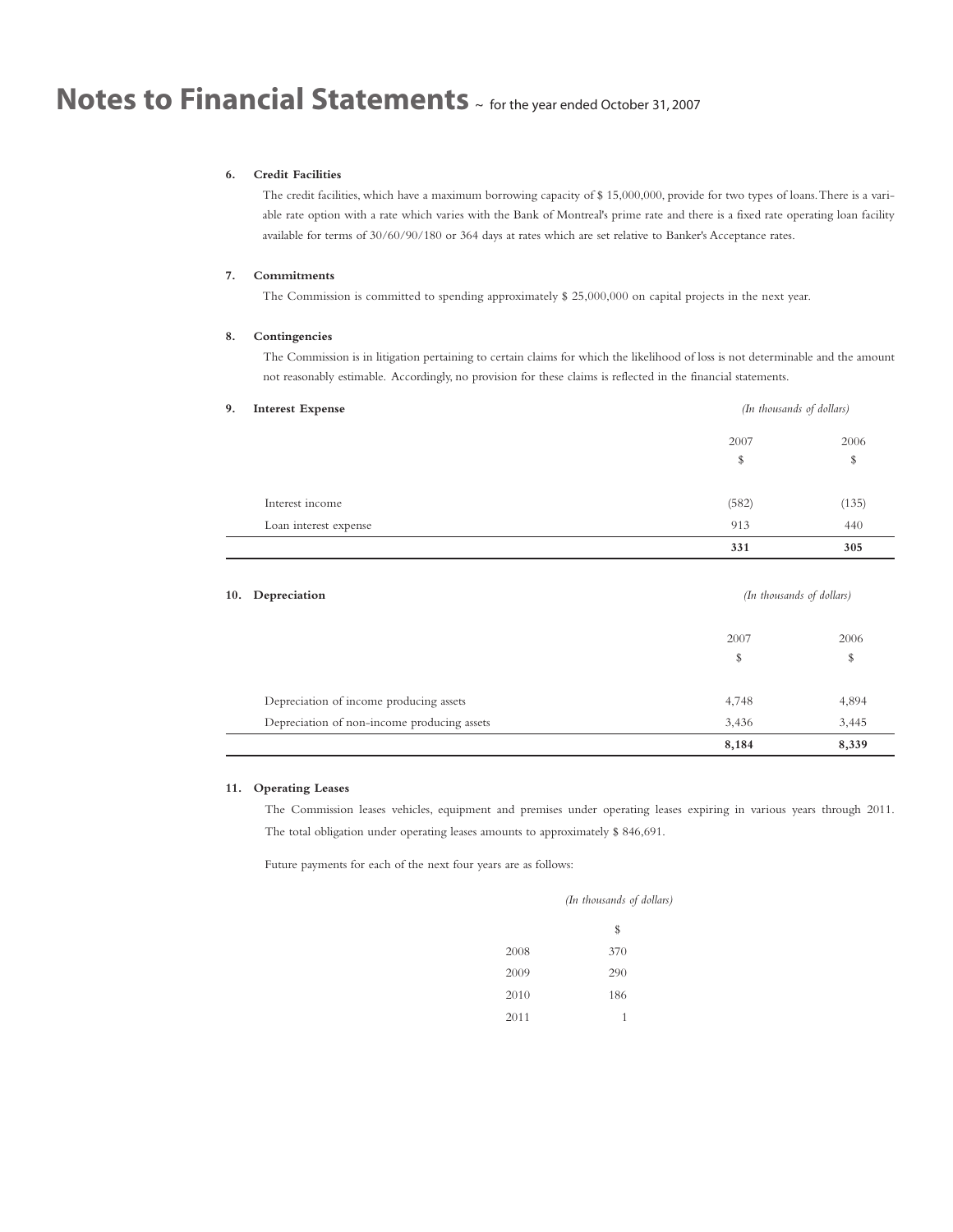# Notes to Financial Statements ~ for the year ended October 31, 2007

**6. Credit Facilities**

The credit facilities, which have a maximum borrowing capacity of $ 15,000,000, provide for two types of loans. There is a variable rate option with a rate which varies with the Bank of Montreal's prime rate and there is a fixed rate operating loan facility available for terms of 30/60/90/180 or 364 days at rates which are set relative to Banker's Acceptance rates.

**7. Commitments**

The Commission is committed to spending approximately $ 25,000,000 on capital projects in the next year.

**8. Contingencies**

The Commission is in litigation pertaining to certain claims for which the likelihood of loss is not determinable and the amount not reasonably estimable. Accordingly, no provision for these claims is reflected in the financial statements.

**9. Interest Expense**

*(In thousands of dollars)*

| | 2007<br>$ | 2006<br>$ |
|---|---|---|
| Interest income | (582) | (135) |
| Loan interest expense | 913 | 440 |
| | **331** | **305** |

**10. Depreciation**

*(In thousands of dollars)*

| | 2007<br>$ | 2006<br>$ |
|---|---|---|
| Depreciation of income producing assets | 4,748 | 4,894 |
| Depreciation of non-income producing assets | 3,436 | 3,445 |
| | **8,184** | **8,339** |

**11. Operating Leases**

The Commission leases vehicles, equipment and premises under operating leases expiring in various years through 2011. The total obligation under operating leases amounts to approximately $ 846,691.

Future payments for each of the next four years are as follows:

*(In thousands of dollars)*

| | $ |
|---|---|
| 2008 | 370 |
| 2009 | 290 |
| 2010 | 186 |
| 2011 | 1 |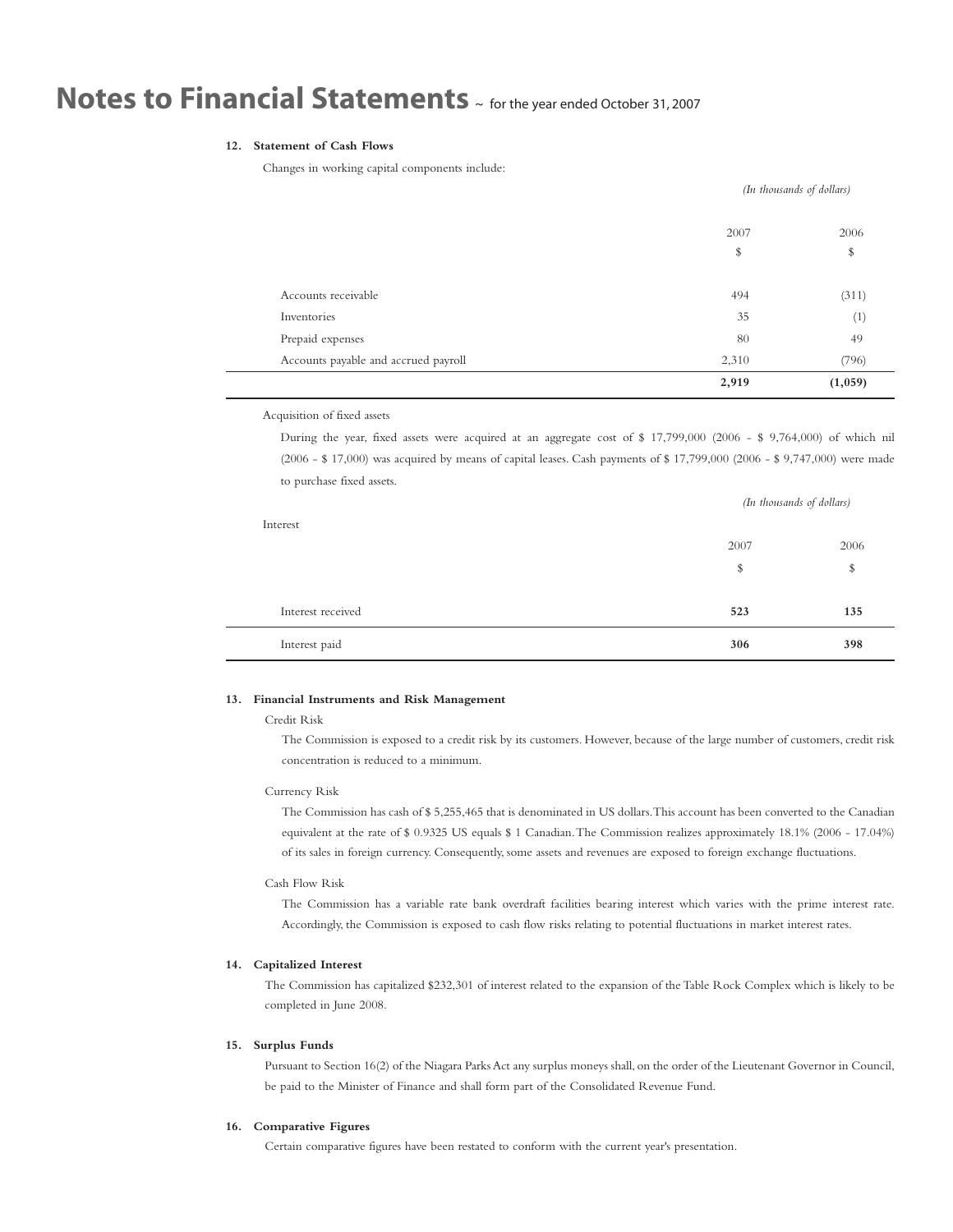# Notes to Financial Statements ~ for the year ended October 31, 2007

## 12. Statement of Cash Flows

Changes in working capital components include:

*(In thousands of dollars)*

| | 2007 | 2006 |
|---|---|---|
| | $ | $ |
| Accounts receivable | 494 | (311) |
| Inventories | 35 | (1) |
| Prepaid expenses | 80 | 49 |
| Accounts payable and accrued payroll | 2,310 | (796) |
| | **2,919** | **(1,059)** |

Acquisition of fixed assets

During the year, fixed assets were acquired at an aggregate cost of $ 17,799,000 (2006 - $ 9,764,000) of which nil (2006 - $ 17,000) was acquired by means of capital leases. Cash payments of $ 17,799,000 (2006 - $ 9,747,000) were made to purchase fixed assets.

*(In thousands of dollars)*

Interest

| | 2007 | 2006 |
|---|---|---|
| | $ | $ |
| Interest received | **523** | **135** |
| Interest paid | **306** | **398** |

## 13. Financial Instruments and Risk Management

Credit Risk

The Commission is exposed to a credit risk by its customers. However, because of the large number of customers, credit risk concentration is reduced to a minimum.

Currency Risk

The Commission has cash of $ 5,255,465 that is denominated in US dollars. This account has been converted to the Canadian equivalent at the rate of $ 0.9325 US equals $ 1 Canadian. The Commission realizes approximately 18.1% (2006 - 17.04%) of its sales in foreign currency. Consequently, some assets and revenues are exposed to foreign exchange fluctuations.

Cash Flow Risk

The Commission has a variable rate bank overdraft facilities bearing interest which varies with the prime interest rate. Accordingly, the Commission is exposed to cash flow risks relating to potential fluctuations in market interest rates.

## 14. Capitalized Interest

The Commission has capitalized $232,301 of interest related to the expansion of the Table Rock Complex which is likely to be completed in June 2008.

## 15. Surplus Funds

Pursuant to Section 16(2) of the Niagara Parks Act any surplus moneys shall, on the order of the Lieutenant Governor in Council, be paid to the Minister of Finance and shall form part of the Consolidated Revenue Fund.

## 16. Comparative Figures

Certain comparative figures have been restated to conform with the current year's presentation.